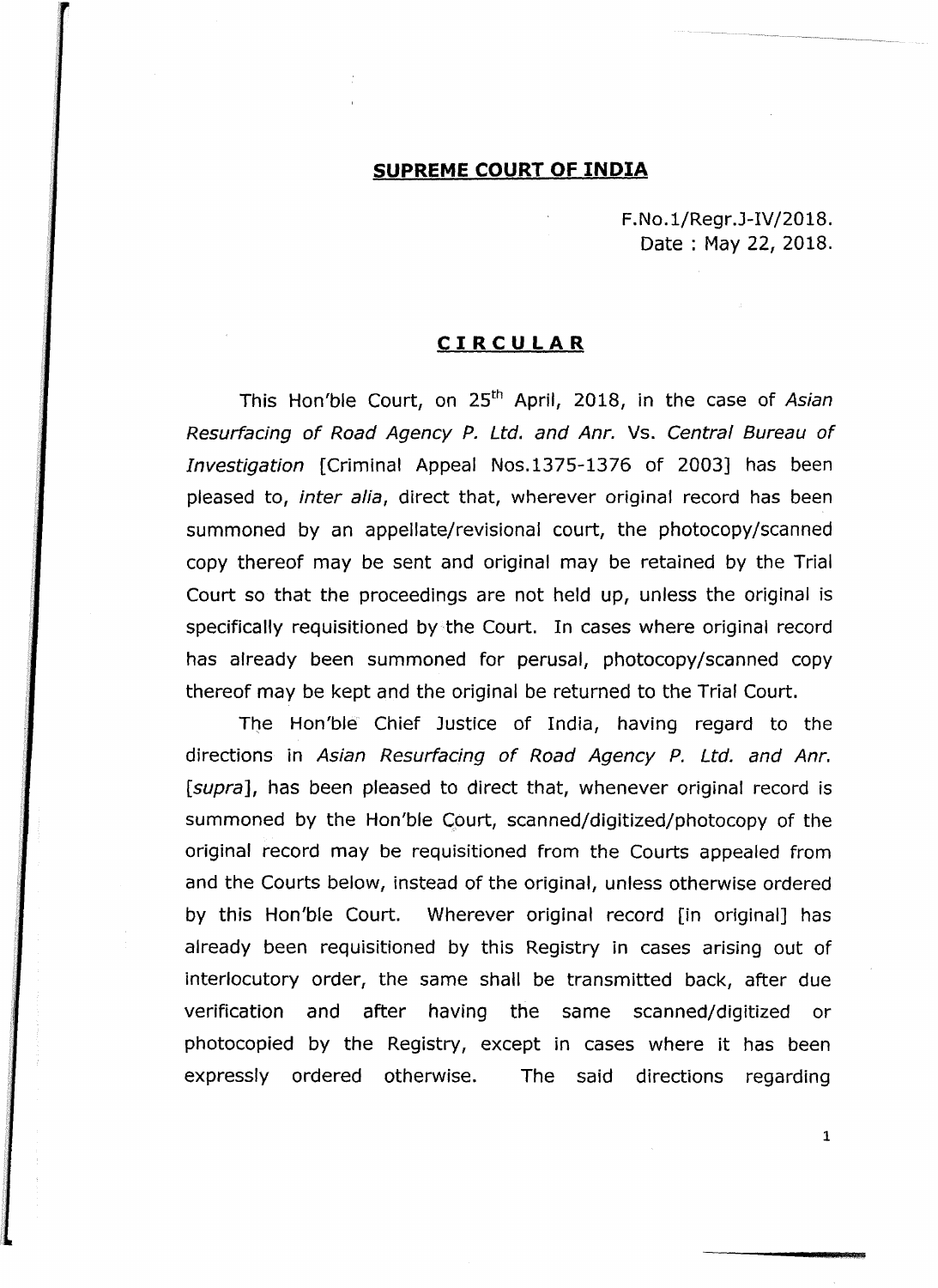# SUPREME COURT OF INDIA

F.No.1/Regr.J-IV/2018.
Date : May 22, 2018.

## CIRCULAR

This Hon'ble Court, on 25th April, 2018, in the case of *Asian Resurfacing of Road Agency P. Ltd. and Anr.* Vs. *Central Bureau of Investigation* [Criminal Appeal Nos.1375-1376 of 2003] has been pleased to, *inter alia*, direct that, wherever original record has been summoned by an appellate/revisional court, the photocopy/scanned copy thereof may be sent and original may be retained by the Trial Court so that the proceedings are not held up, unless the original is specifically requisitioned by the Court. In cases where original record has already been summoned for perusal, photocopy/scanned copy thereof may be kept and the original be returned to the Trial Court.

The Hon'ble Chief Justice of India, having regard to the directions in *Asian Resurfacing of Road Agency P. Ltd. and Anr.* [*supra*], has been pleased to direct that, whenever original record is summoned by the Hon'ble Court, scanned/digitized/photocopy of the original record may be requisitioned from the Courts appealed from and the Courts below, instead of the original, unless otherwise ordered by this Hon'ble Court. Wherever original record [in original] has already been requisitioned by this Registry in cases arising out of interlocutory order, the same shall be transmitted back, after due verification and after having the same scanned/digitized or photocopied by the Registry, except in cases where it has been expressly ordered otherwise. The said directions regarding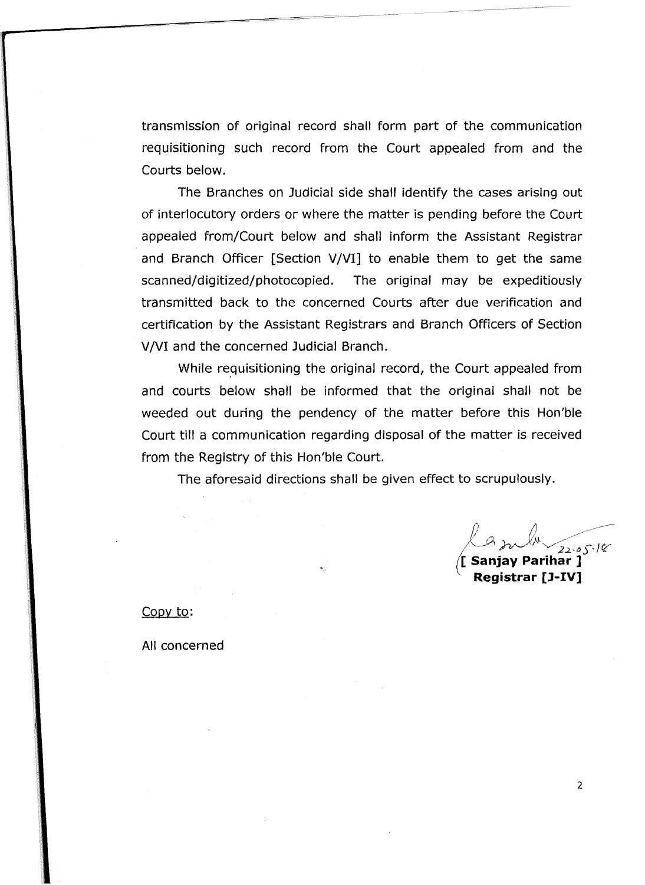transmission of original record shall form part of the communication requisitioning such record from the Court appealed from and the Courts below.

The Branches on Judicial side shall identify the cases arising out of interlocutory orders or where the matter is pending before the Court appealed from/Court below and shall inform the Assistant Registrar and Branch Officer [Section V/VI] to enable them to get the same scanned/digitized/photocopied. The original may be expeditiously transmitted back to the concerned Courts after due verification and certification by the Assistant Registrars and Branch Officers of Section V/VI and the concerned Judicial Branch.

While requisitioning the original record, the Court appealed from and courts below shall be informed that the original shall not be weeded out during the pendency of the matter before this Hon'ble Court till a communication regarding disposal of the matter is received from the Registry of this Hon'ble Court.

The aforesaid directions shall be given effect to scrupulously.

22.05.18

**[ Sanjay Parihar ]**
**Registrar [J-IV]**

Copy to:

All concerned